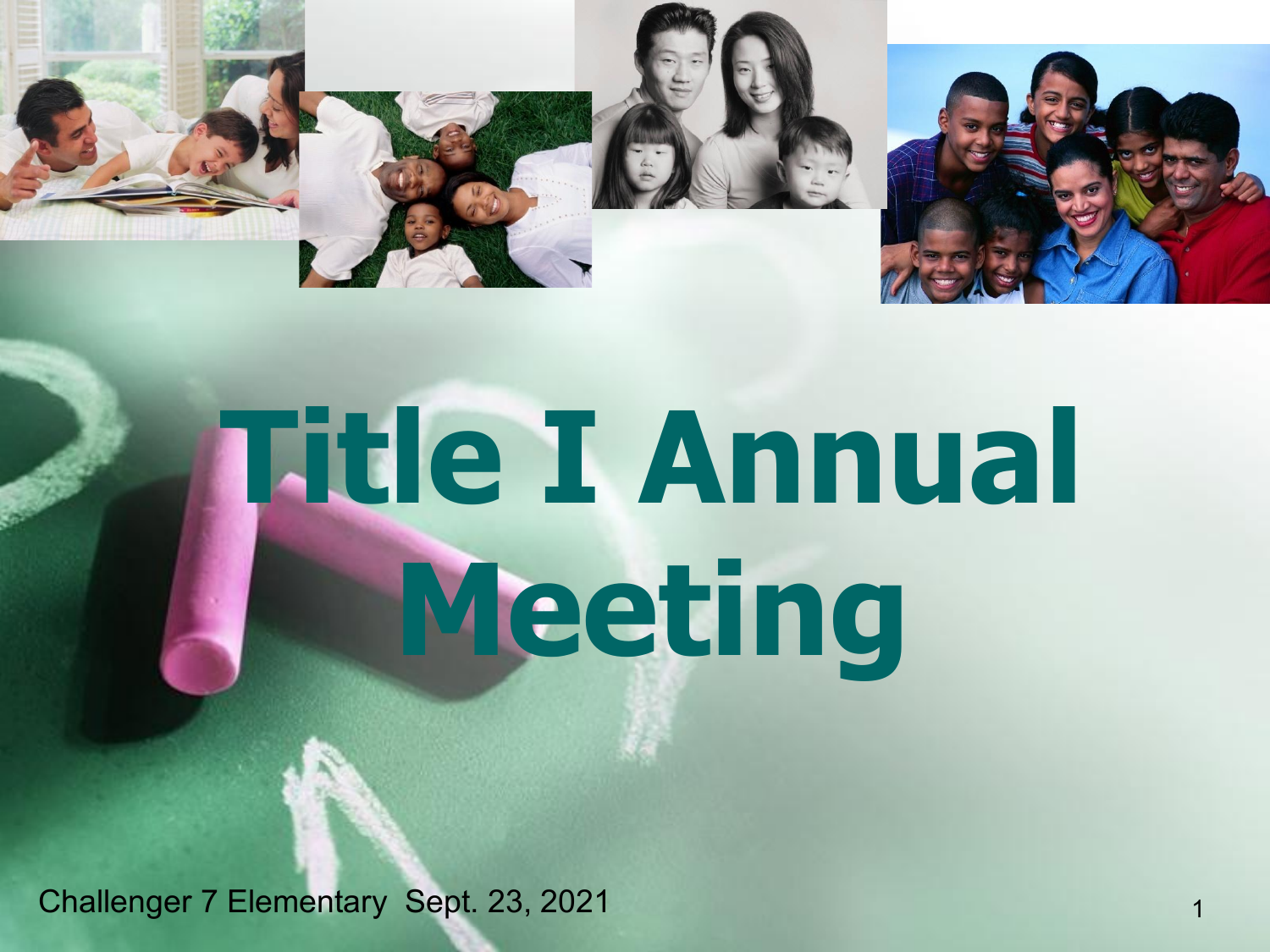# Title I Annual Meeting

Challenger 7 Elementary Sept. 23, 2021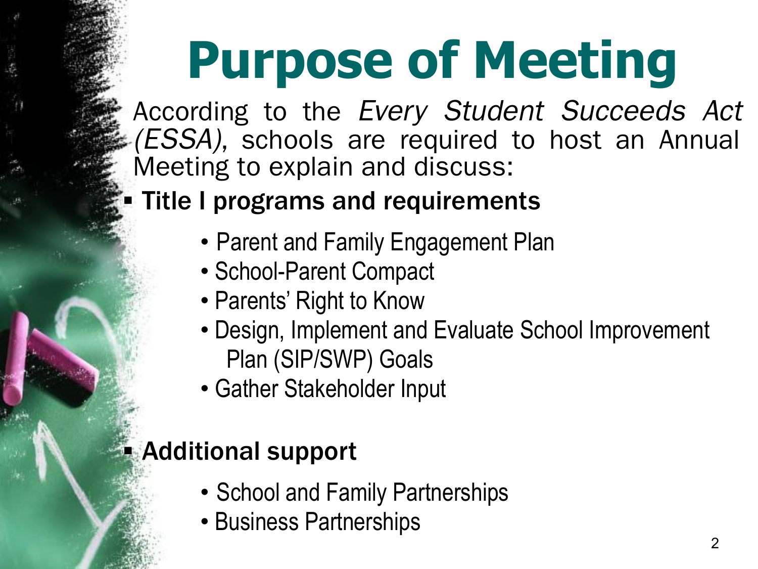# Purpose of Meeting

According to the *Every Student Succeeds Act (ESSA),* schools are required to host an Annual Meeting to explain and discuss:

- **Title I programs and requirements**
  - Parent and Family Engagement Plan
  - School-Parent Compact
  - Parents' Right to Know
  - Design, Implement and Evaluate School Improvement Plan (SIP/SWP) Goals
  - Gather Stakeholder Input

- **Additional support**
  - School and Family Partnerships
  - Business Partnerships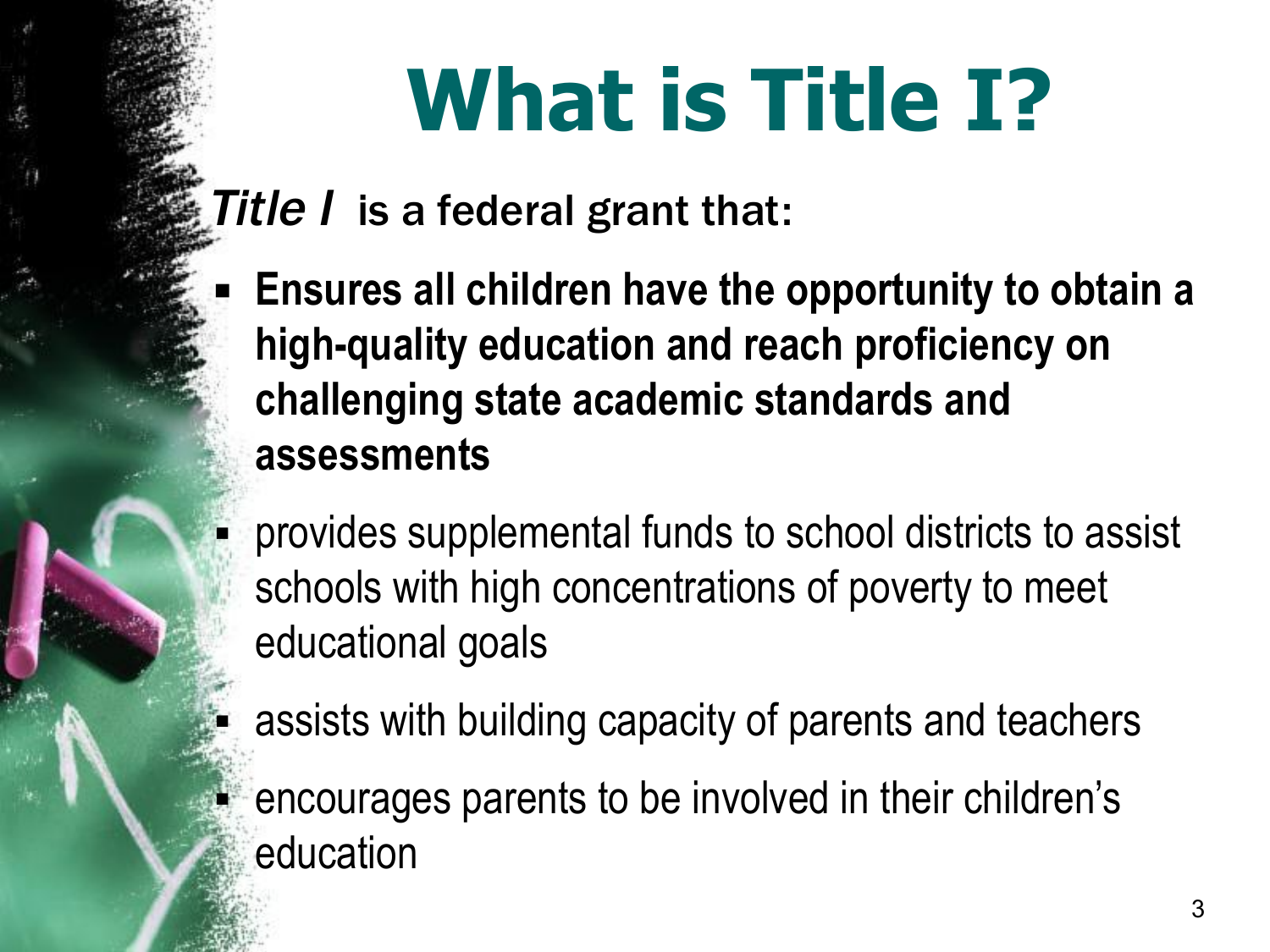# What is Title I?

*Title I* is a federal grant that:

- **Ensures all children have the opportunity to obtain a high-quality education and reach proficiency on challenging state academic standards and assessments**
- provides supplemental funds to school districts to assist schools with high concentrations of poverty to meet educational goals
- assists with building capacity of parents and teachers
- encourages parents to be involved in their children's education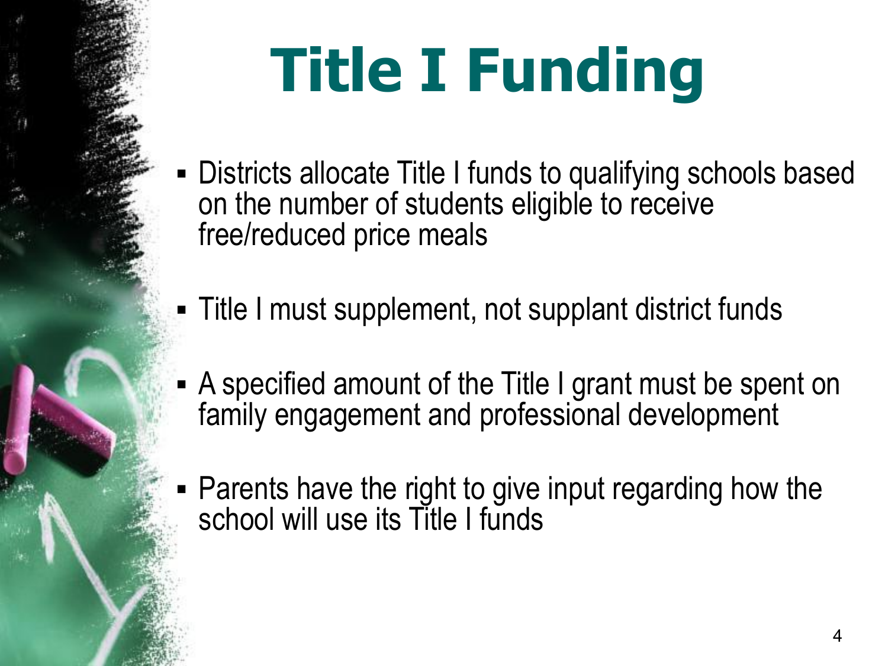# Title I Funding

- Districts allocate Title I funds to qualifying schools based on the number of students eligible to receive free/reduced price meals
- Title I must supplement, not supplant district funds
- A specified amount of the Title I grant must be spent on family engagement and professional development
- Parents have the right to give input regarding how the school will use its Title I funds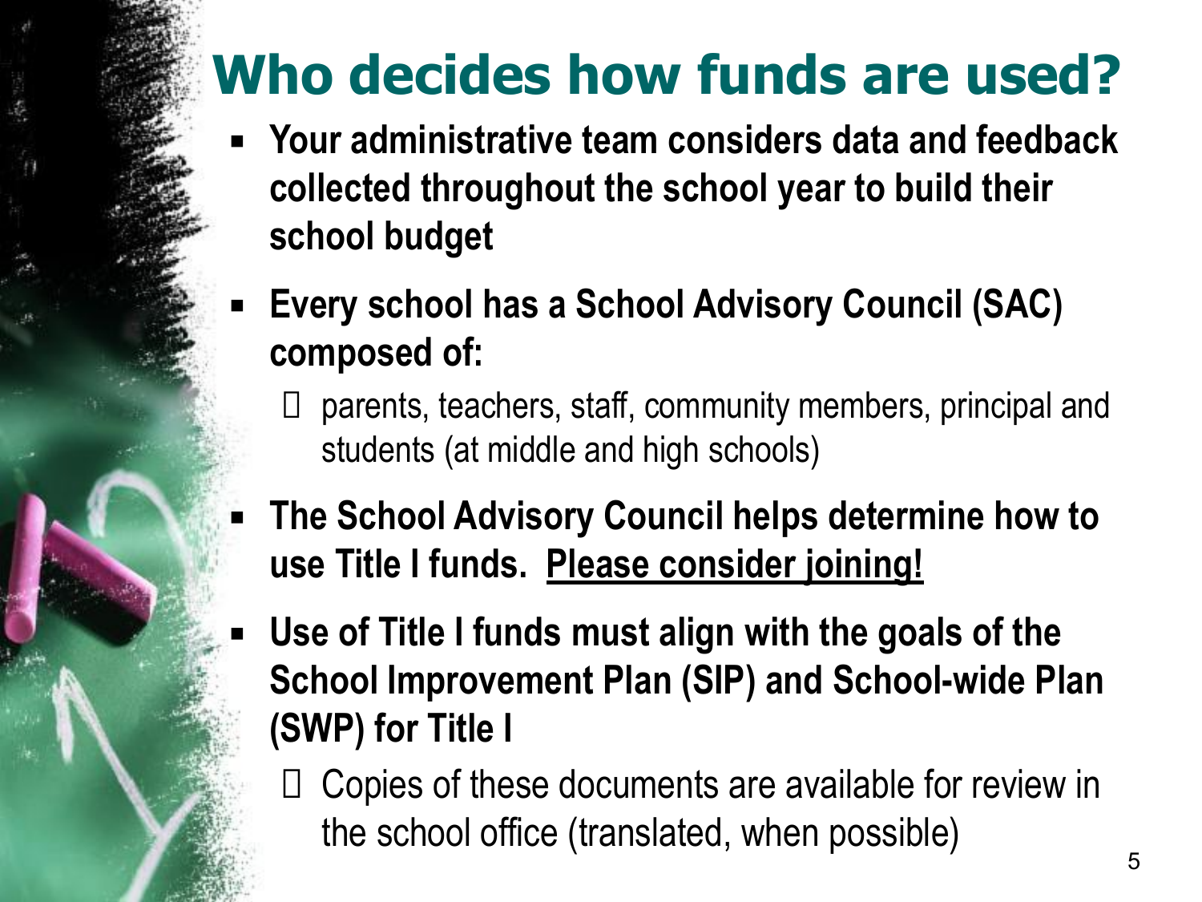# Who decides how funds are used?

- **Your administrative team considers data and feedback collected throughout the school year to build their school budget**
- **Every school has a School Advisory Council (SAC) composed of:**
  - parents, teachers, staff, community members, principal and students (at middle and high schools)
- **The School Advisory Council helps determine how to use Title I funds. <u>Please consider joining!</u>**
- **Use of Title I funds must align with the goals of the School Improvement Plan (SIP) and School-wide Plan (SWP) for Title I**
  - Copies of these documents are available for review in the school office (translated, when possible)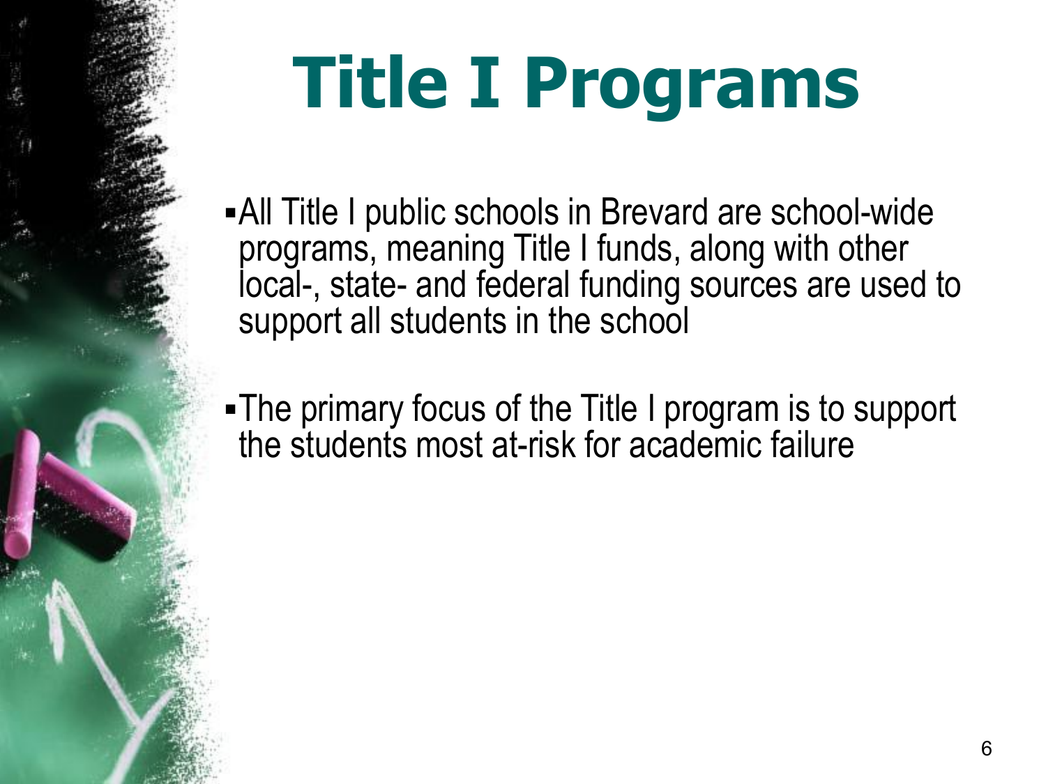# Title I Programs

- All Title I public schools in Brevard are school-wide programs, meaning Title I funds, along with other local-, state- and federal funding sources are used to support all students in the school

- The primary focus of the Title I program is to support the students most at-risk for academic failure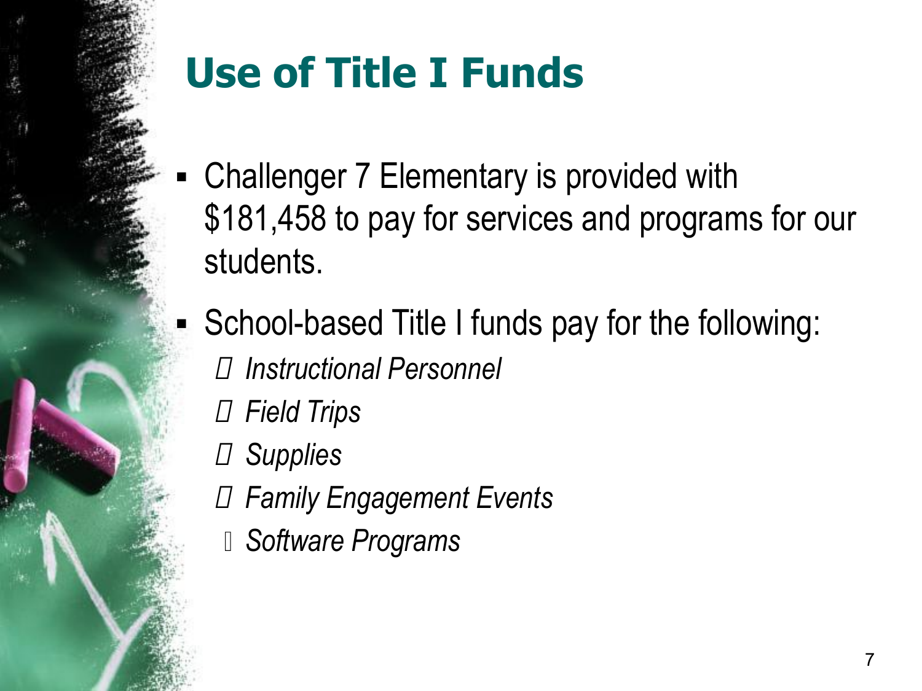# Use of Title I Funds

- Challenger 7 Elementary is provided with $181,458 to pay for services and programs for our students.
- School-based Title I funds pay for the following:
  - *Instructional Personnel*
  - *Field Trips*
  - *Supplies*
  - *Family Engagement Events*
  - *Software Programs*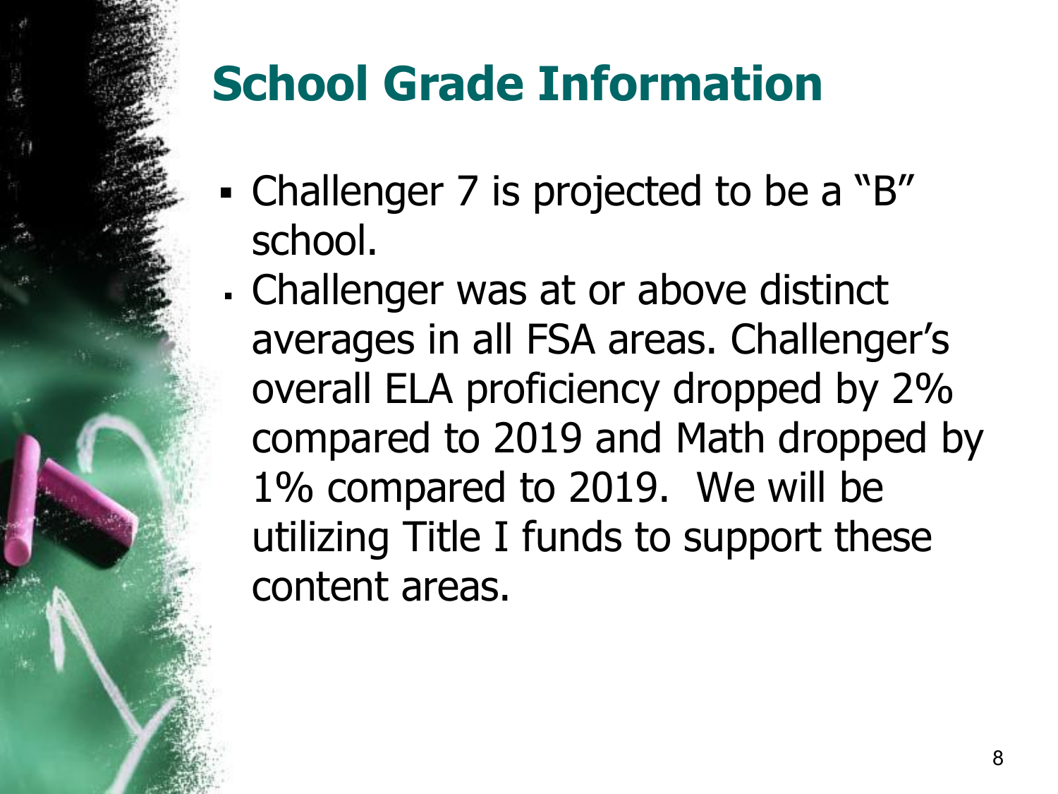# School Grade Information

- Challenger 7 is projected to be a "B" school.
- Challenger was at or above distinct averages in all FSA areas. Challenger's overall ELA proficiency dropped by 2% compared to 2019 and Math dropped by 1% compared to 2019. We will be utilizing Title I funds to support these content areas.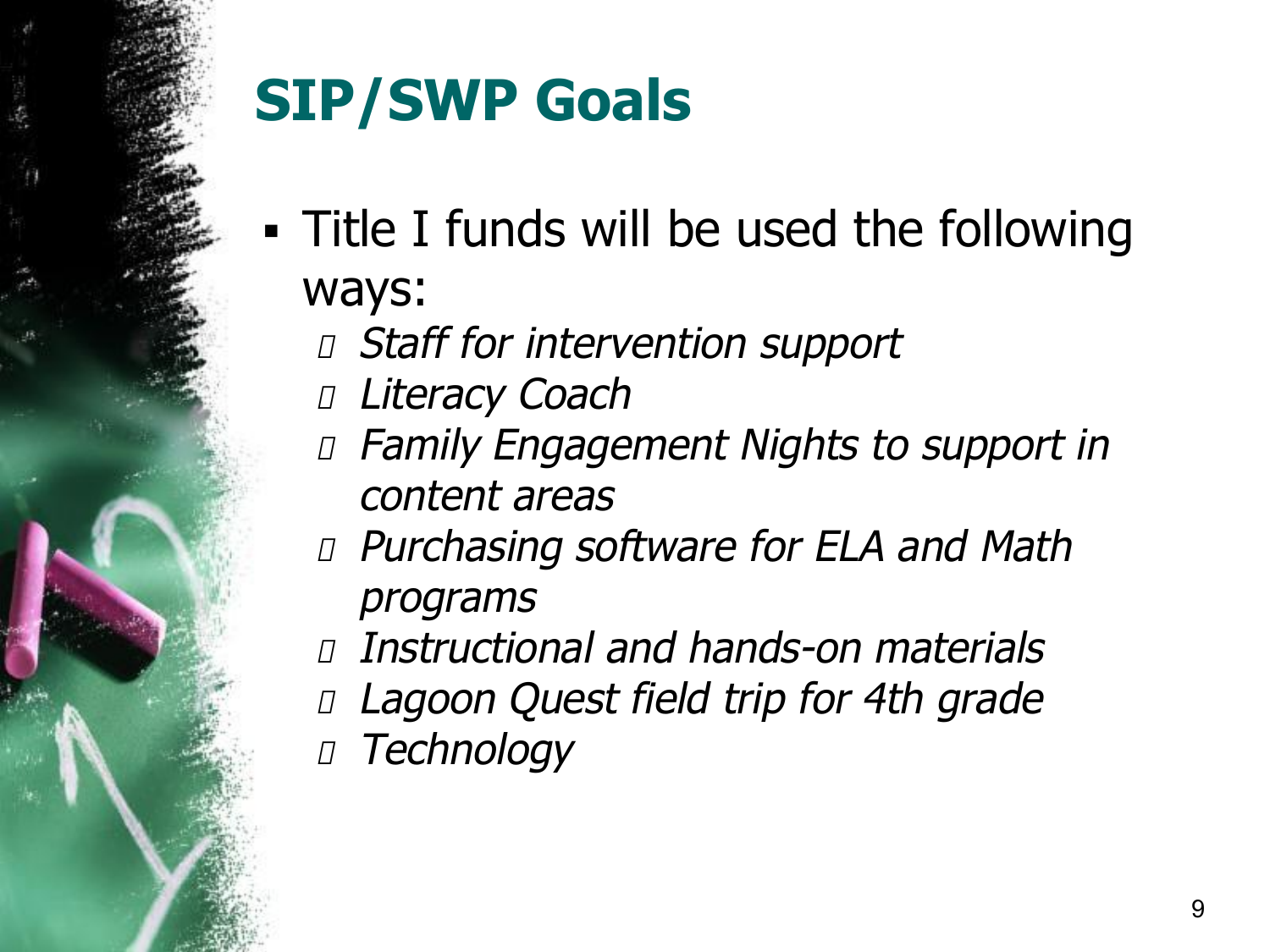# SIP/SWP Goals

- Title I funds will be used the following ways:
  - *Staff for intervention support*
  - *Literacy Coach*
  - *Family Engagement Nights to support in content areas*
  - *Purchasing software for ELA and Math programs*
  - *Instructional and hands-on materials*
  - *Lagoon Quest field trip for 4th grade*
  - *Technology*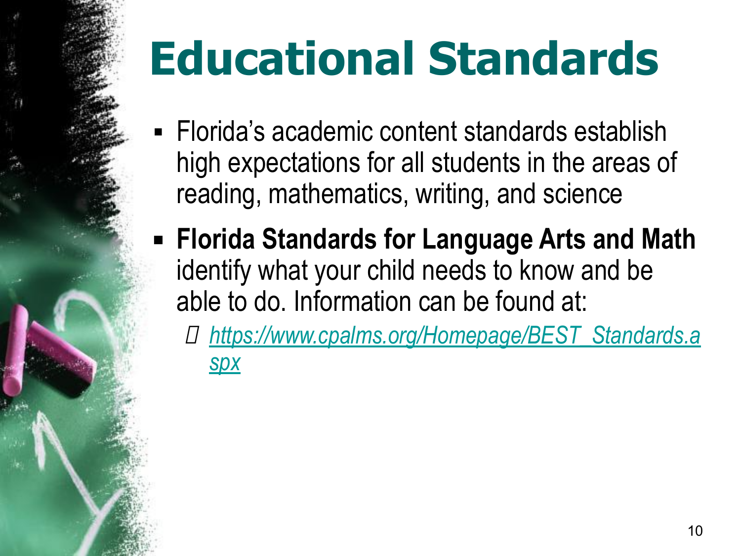# Educational Standards

- Florida's academic content standards establish high expectations for all students in the areas of reading, mathematics, writing, and science
- **Florida Standards for Language Arts and Math** identify what your child needs to know and be able to do. Information can be found at:
  - *https://www.cpalms.org/Homepage/BEST_Standards.aspx*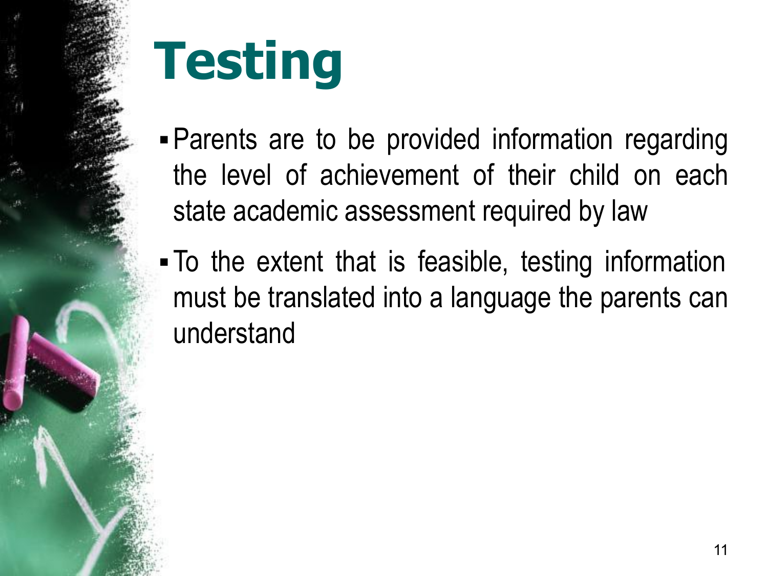# Testing

- Parents are to be provided information regarding the level of achievement of their child on each state academic assessment required by law
- To the extent that is feasible, testing information must be translated into a language the parents can understand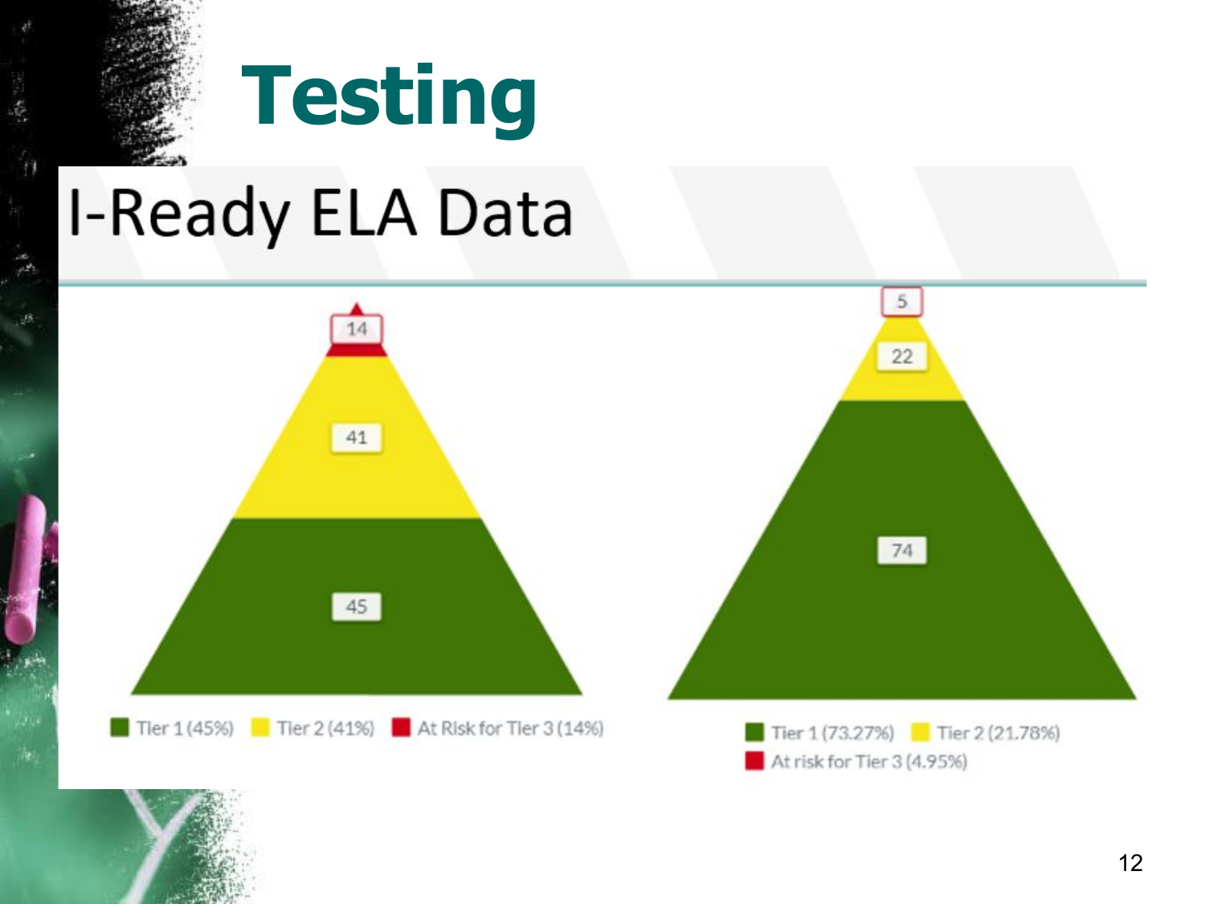# Testing

## I-Ready ELA Data

14

41

45

Tier 1 (45%) Tier 2 (41%) At Risk for Tier 3 (14%)

5

22

74

Tier 1 (73.27%) Tier 2 (21.78%)
At risk for Tier 3 (4.95%)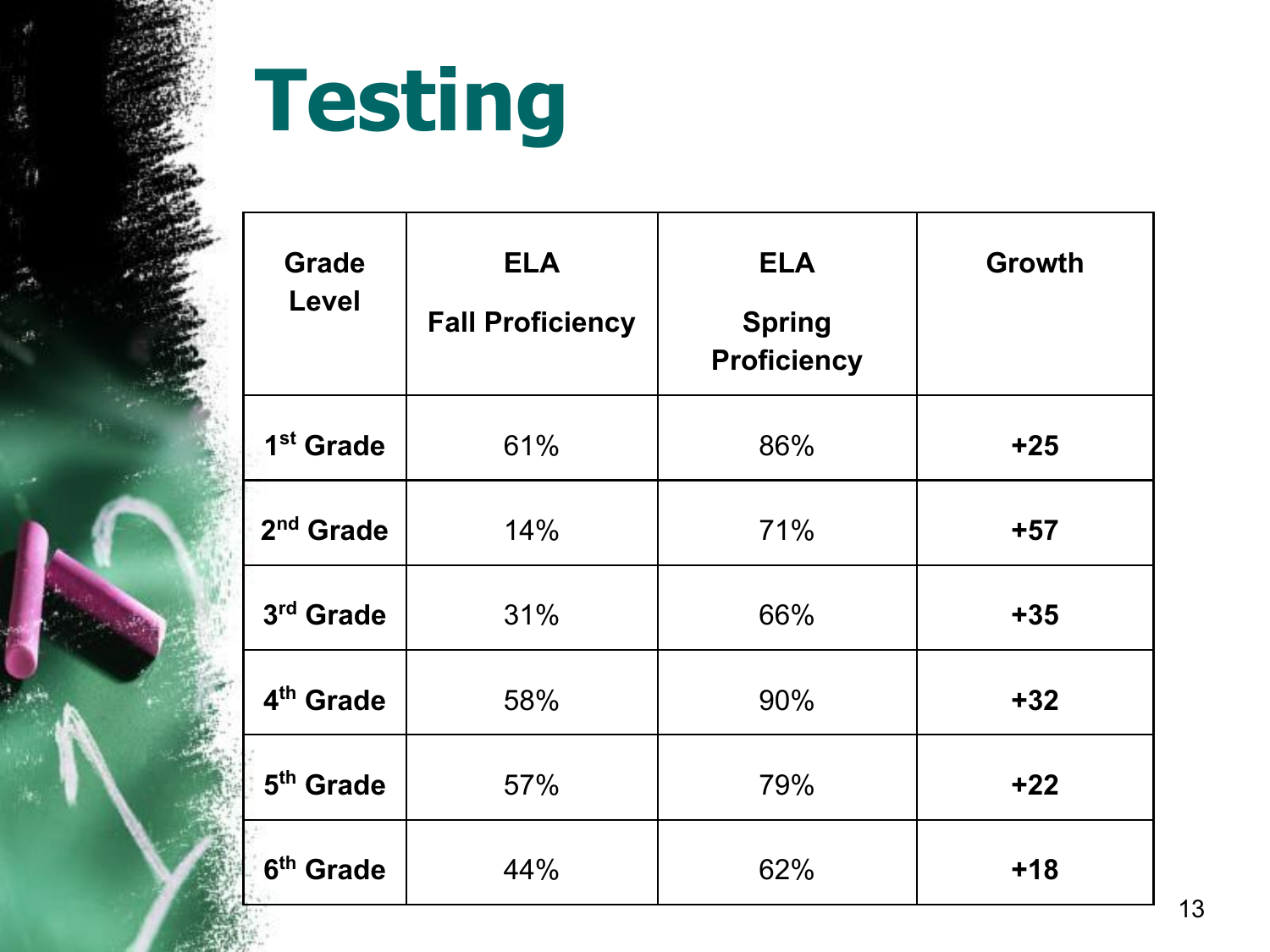# Testing

| Grade Level | ELA Fall Proficiency | ELA Spring Proficiency | Growth |
|---|---|---|---|
| 1st Grade | 61% | 86% | **+25** |
| 2nd Grade | 14% | 71% | **+57** |
| 3rd Grade | 31% | 66% | **+35** |
| 4th Grade | 58% | 90% | **+32** |
| 5th Grade | 57% | 79% | **+22** |
| 6th Grade | 44% | 62% | **+18** |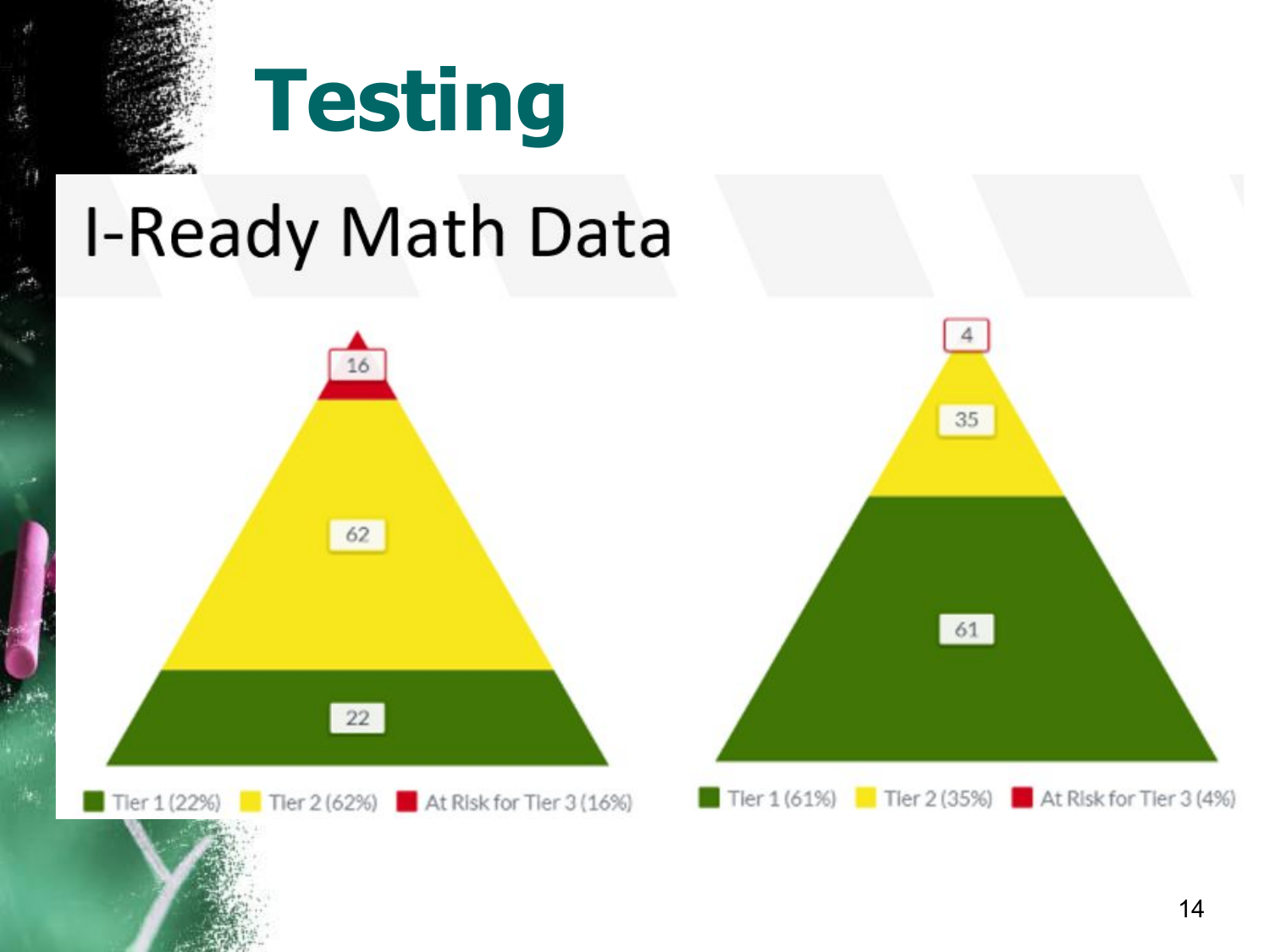# Testing

## I-Ready Math Data

16

62

22

Tier 1 (22%) Tier 2 (62%) At Risk for Tier 3 (16%)

4

35

61

Tier 1 (61%) Tier 2 (35%) At Risk for Tier 3 (4%)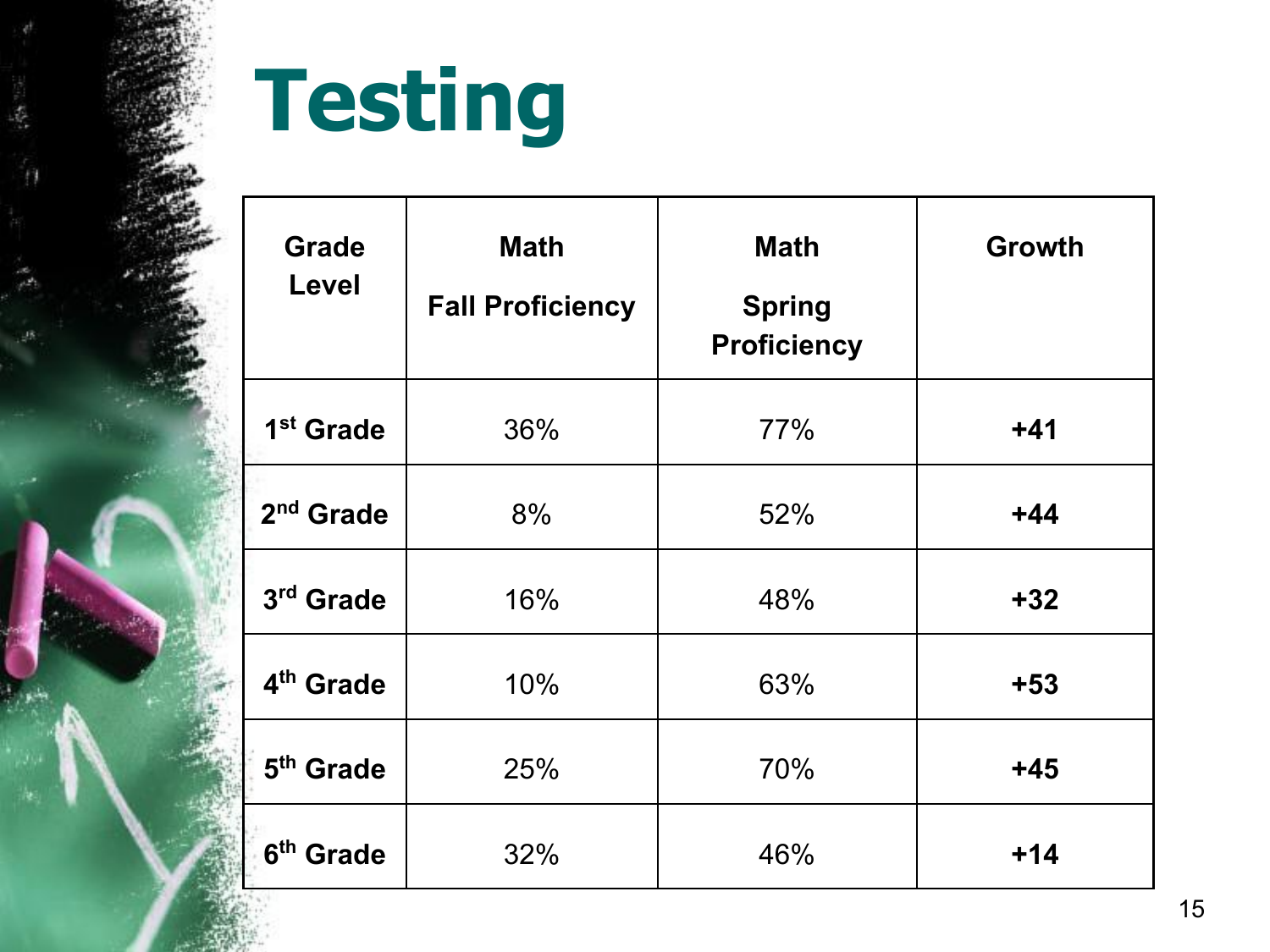# Testing

| Grade Level | Math Fall Proficiency | Math Spring Proficiency | Growth |
|---|---|---|---|
| 1st Grade | 36% | 77% | **+41** |
| 2nd Grade | 8% | 52% | **+44** |
| 3rd Grade | 16% | 48% | **+32** |
| 4th Grade | 10% | 63% | **+53** |
| 5th Grade | 25% | 70% | **+45** |
| 6th Grade | 32% | 46% | **+14** |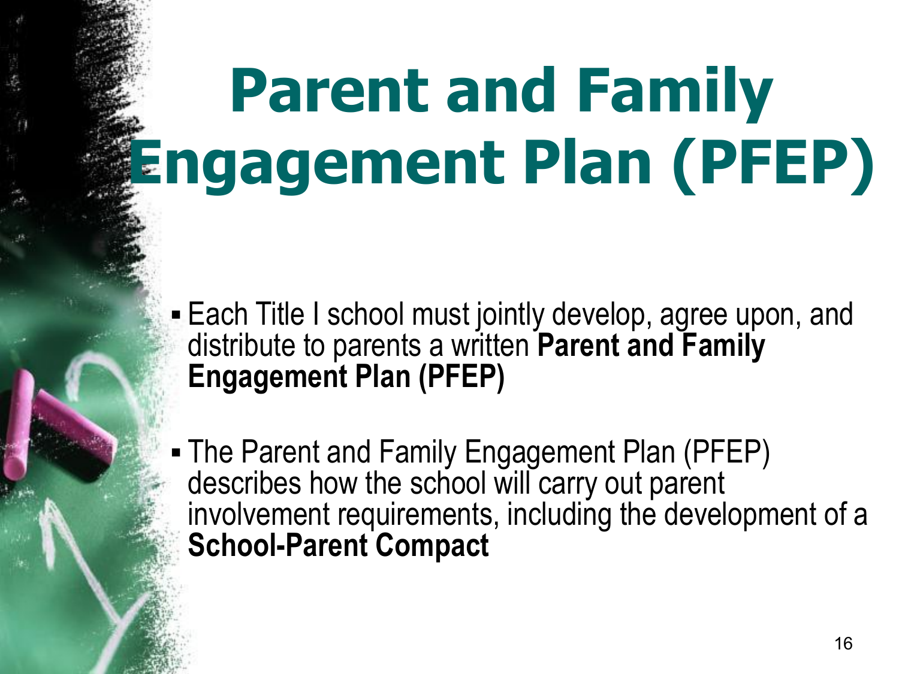# Parent and Family Engagement Plan (PFEP)

- Each Title I school must jointly develop, agree upon, and distribute to parents a written **Parent and Family Engagement Plan (PFEP)**
- The Parent and Family Engagement Plan (PFEP) describes how the school will carry out parent involvement requirements, including the development of a **School-Parent Compact**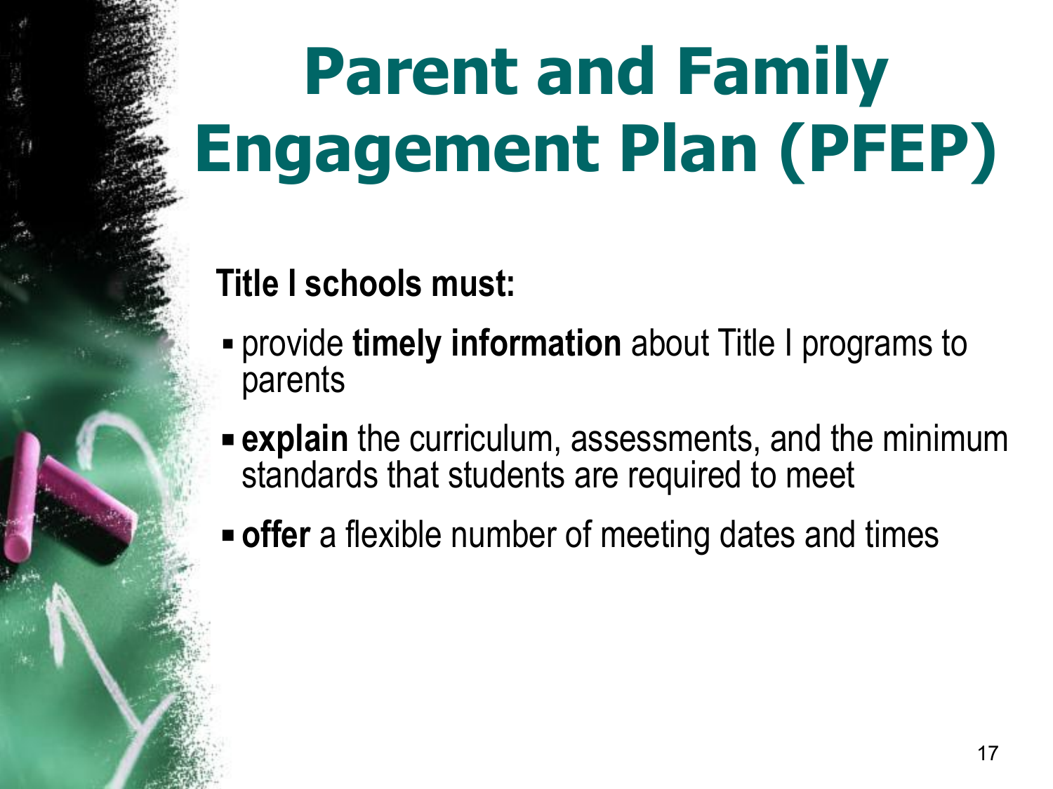# Parent and Family Engagement Plan (PFEP)

**Title I schools must:**

- provide **timely information** about Title I programs to parents
- **explain** the curriculum, assessments, and the minimum standards that students are required to meet
- **offer** a flexible number of meeting dates and times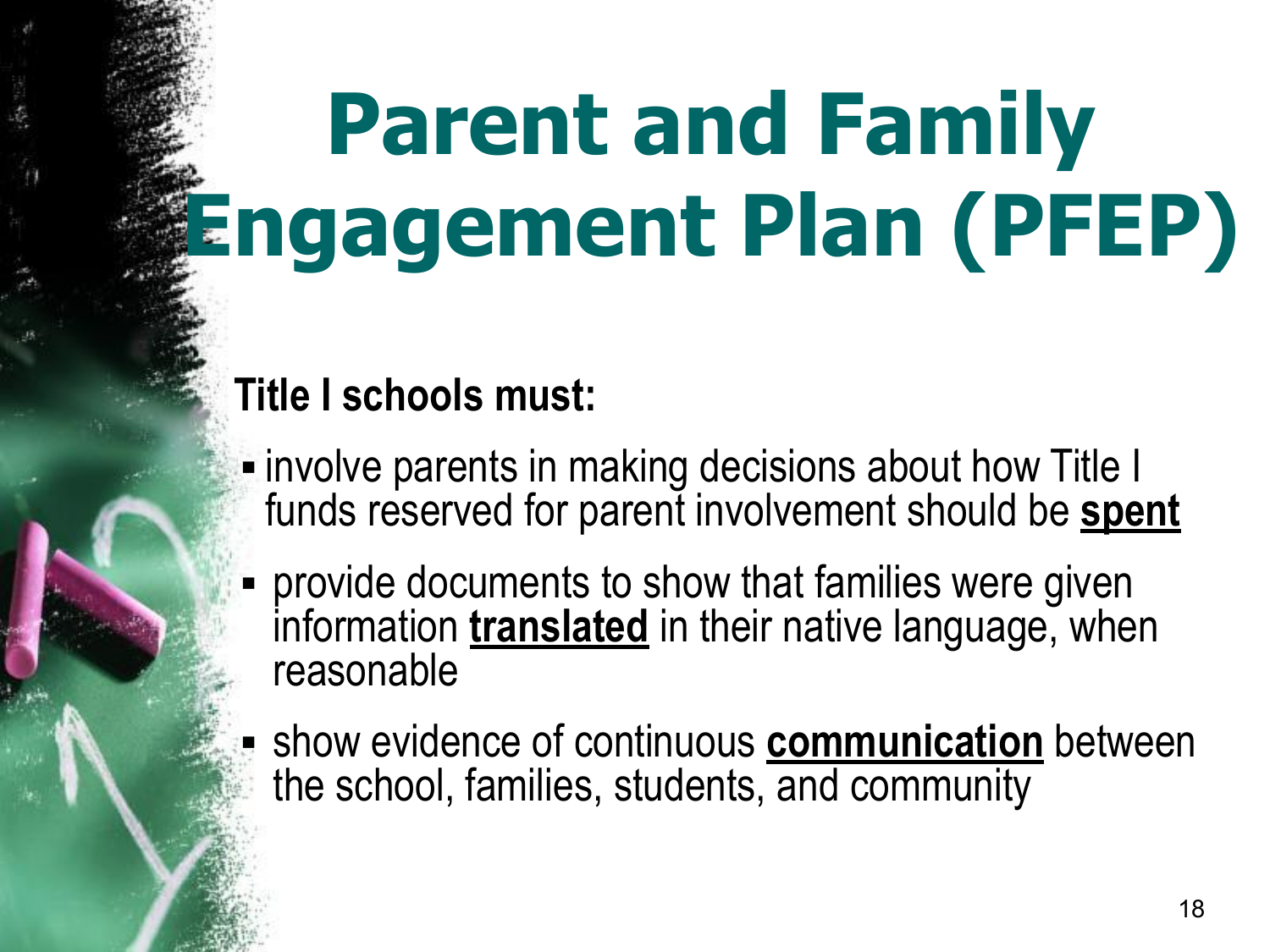# Parent and Family Engagement Plan (PFEP)

**Title I schools must:**

- involve parents in making decisions about how Title I funds reserved for parent involvement should be **spent**
- provide documents to show that families were given information **translated** in their native language, when reasonable
- show evidence of continuous **communication** between the school, families, students, and community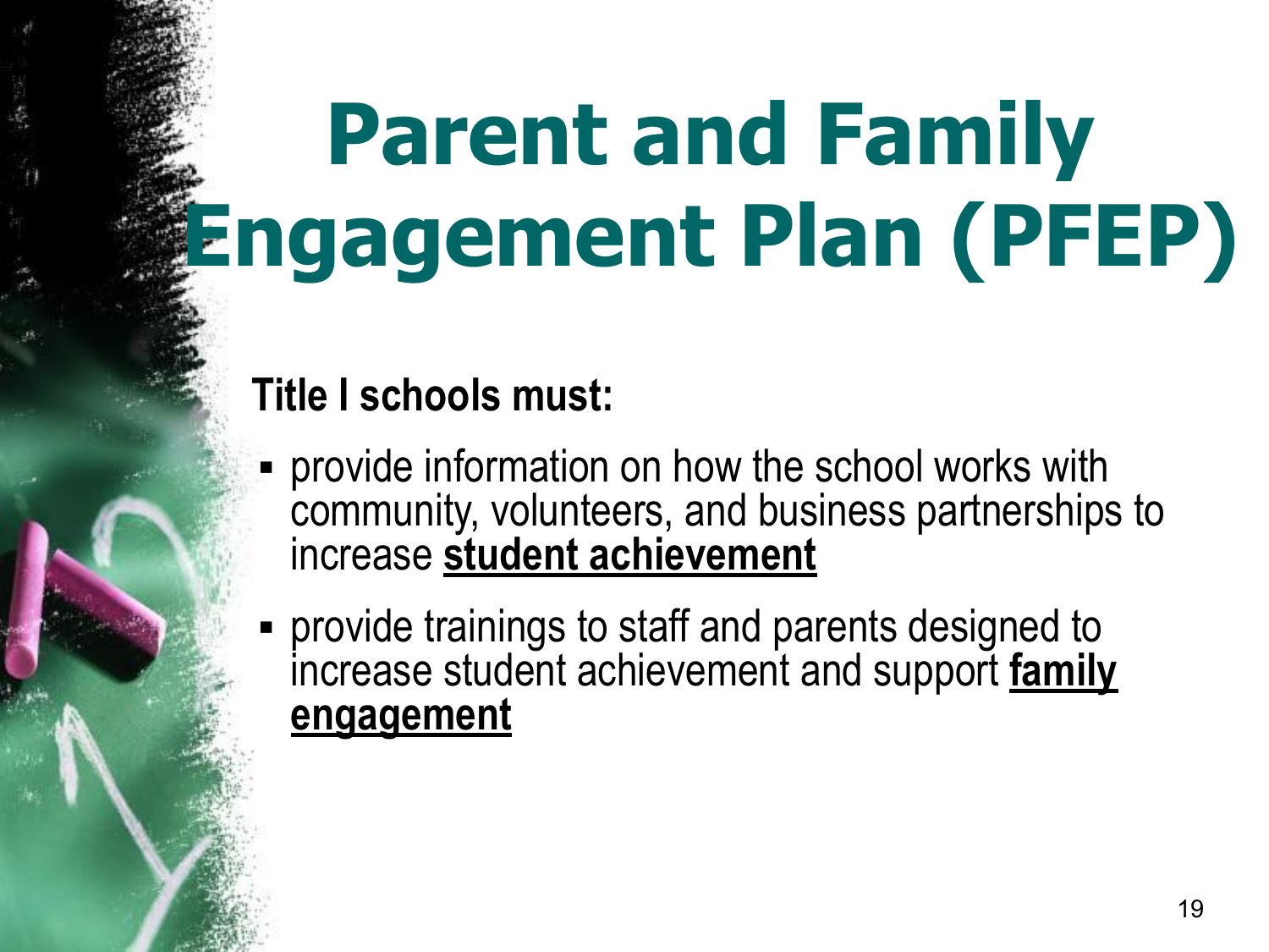# Parent and Family Engagement Plan (PFEP)

**Title I schools must:**

- provide information on how the school works with community, volunteers, and business partnerships to increase **student achievement**
- provide trainings to staff and parents designed to increase student achievement and support **family engagement**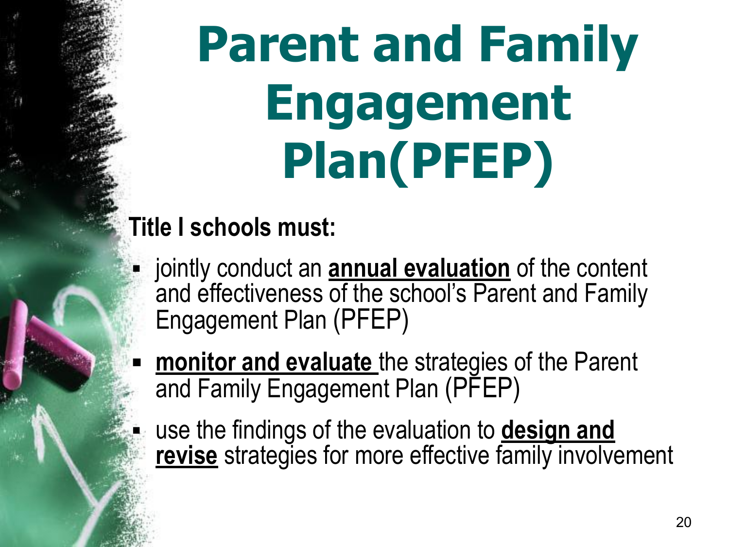# Parent and Family Engagement Plan(PFEP)

**Title I schools must:**

- jointly conduct an **annual evaluation** of the content and effectiveness of the school's Parent and Family Engagement Plan (PFEP)
- **monitor and evaluate** the strategies of the Parent and Family Engagement Plan (PFEP)
- use the findings of the evaluation to **design and revise** strategies for more effective family involvement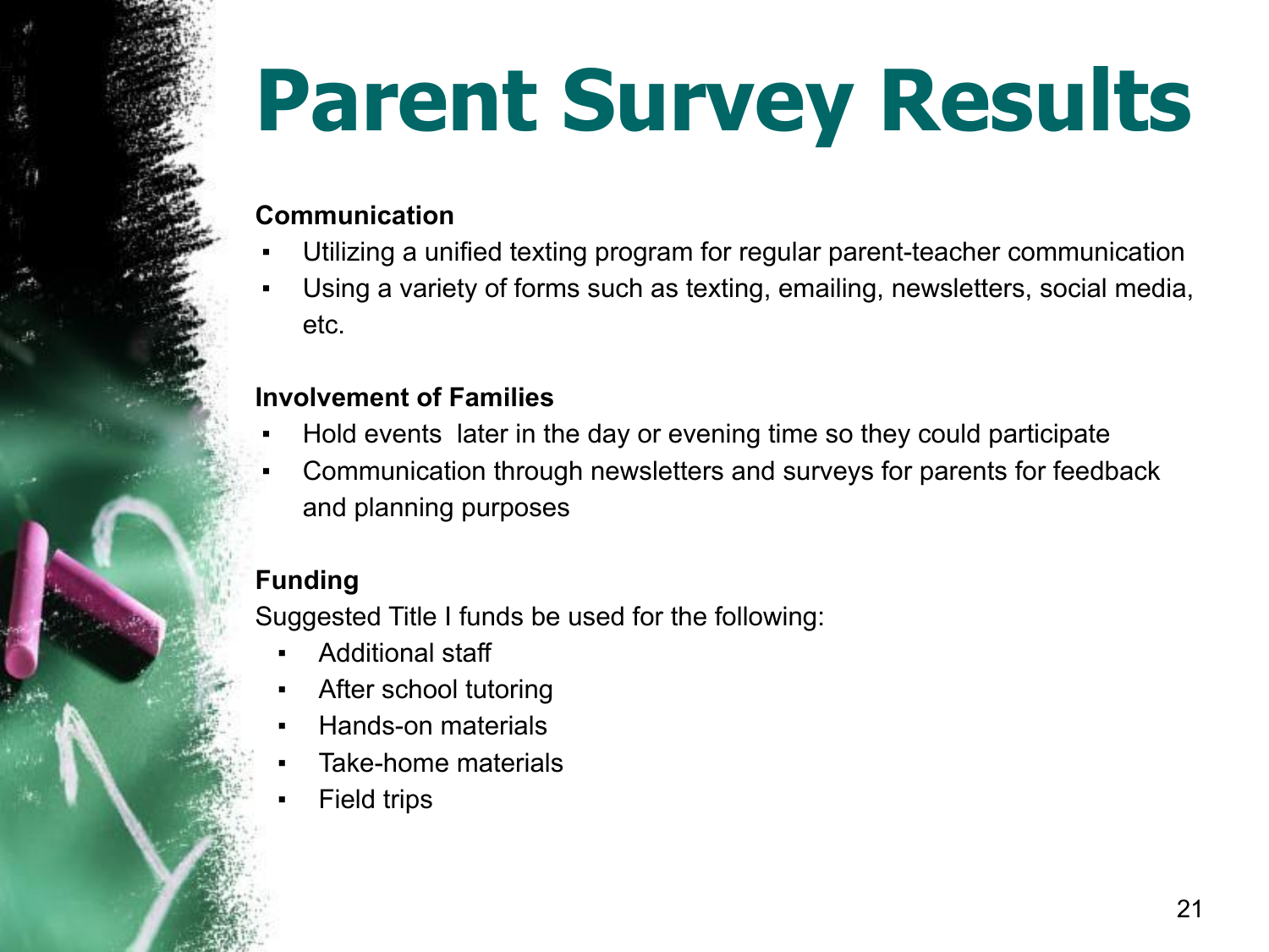# Parent Survey Results

**Communication**

- Utilizing a unified texting program for regular parent-teacher communication
- Using a variety of forms such as texting, emailing, newsletters, social media, etc.

**Involvement of Families**

- Hold events  later in the day or evening time so they could participate
- Communication through newsletters and surveys for parents for feedback and planning purposes

**Funding**

Suggested Title I funds be used for the following:

- Additional staff
- After school tutoring
- Hands-on materials
- Take-home materials
- Field trips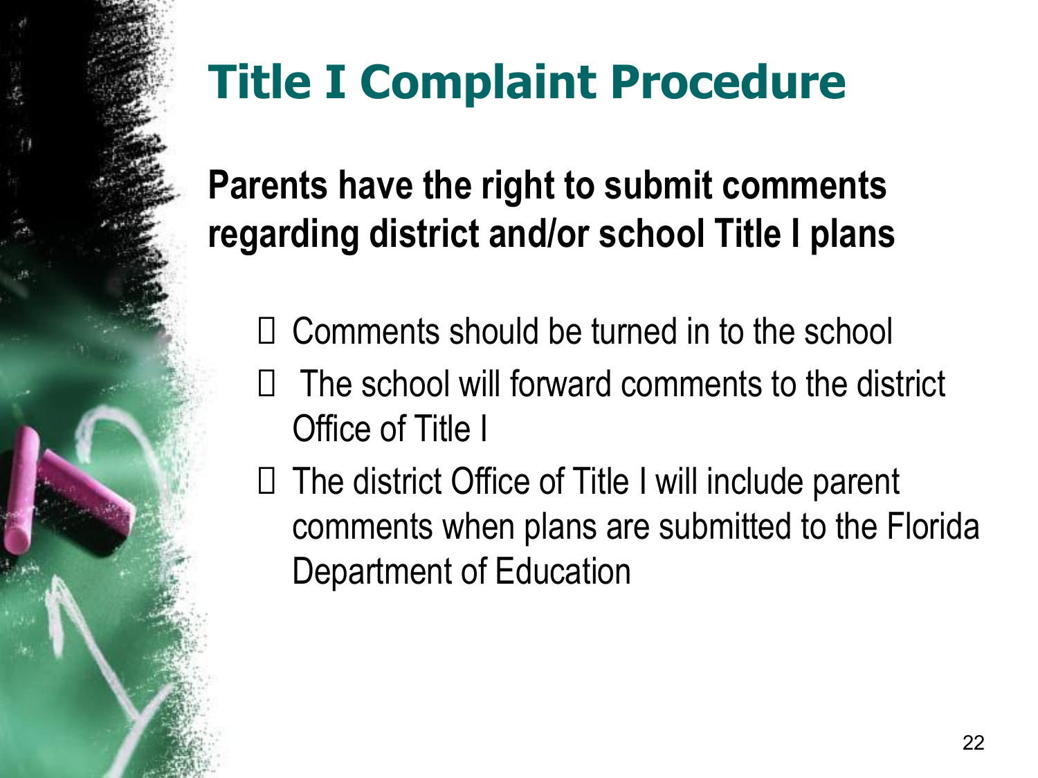# Title I Complaint Procedure

**Parents have the right to submit comments regarding district and/or school Title I plans**

- Comments should be turned in to the school
- The school will forward comments to the district Office of Title I
- The district Office of Title I will include parent comments when plans are submitted to the Florida Department of Education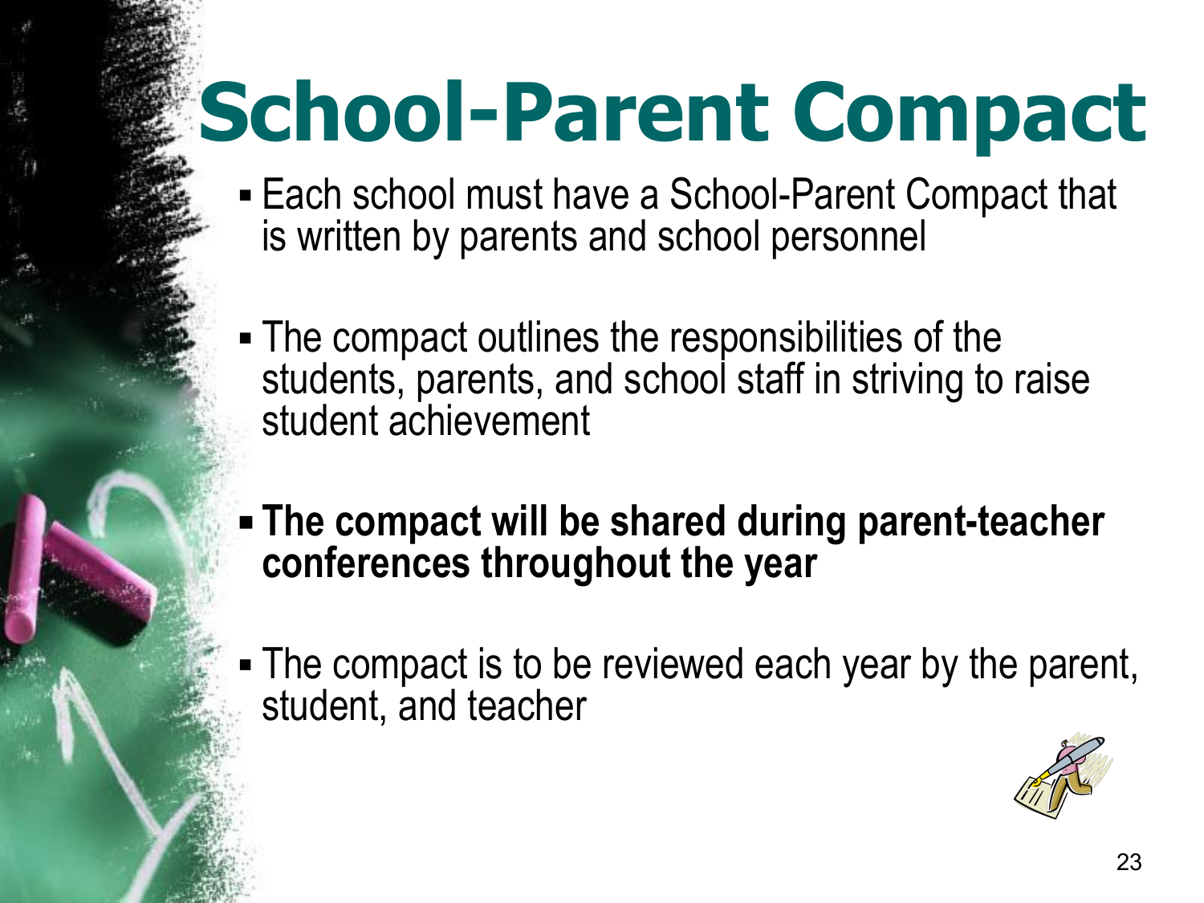# School-Parent Compact

- Each school must have a School-Parent Compact that is written by parents and school personnel
- The compact outlines the responsibilities of the students, parents, and school staff in striving to raise student achievement
- **The compact will be shared during parent-teacher conferences throughout the year**
- The compact is to be reviewed each year by the parent, student, and teacher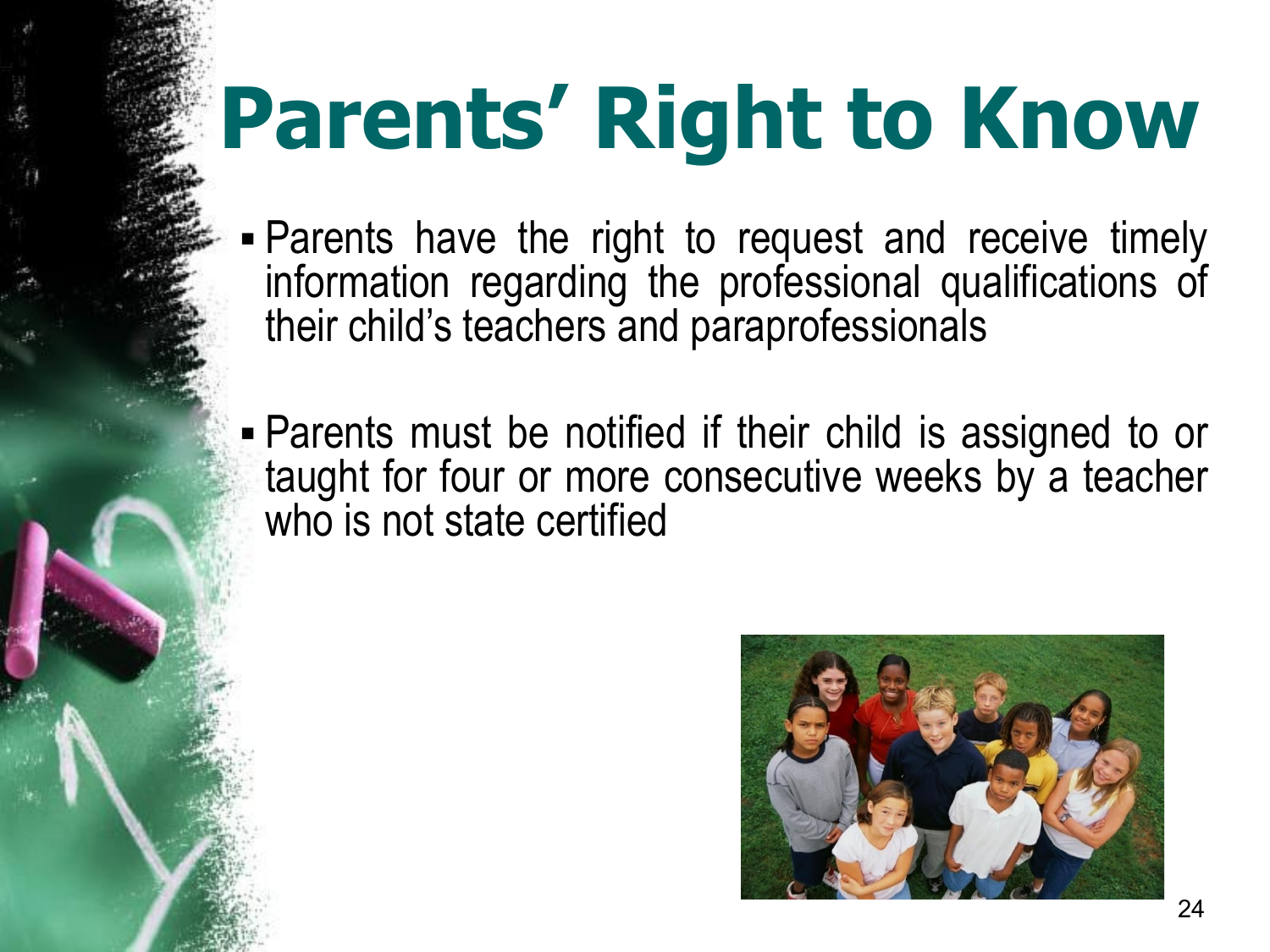# Parents' Right to Know

- Parents have the right to request and receive timely information regarding the professional qualifications of their child's teachers and paraprofessionals

- Parents must be notified if their child is assigned to or taught for four or more consecutive weeks by a teacher who is not state certified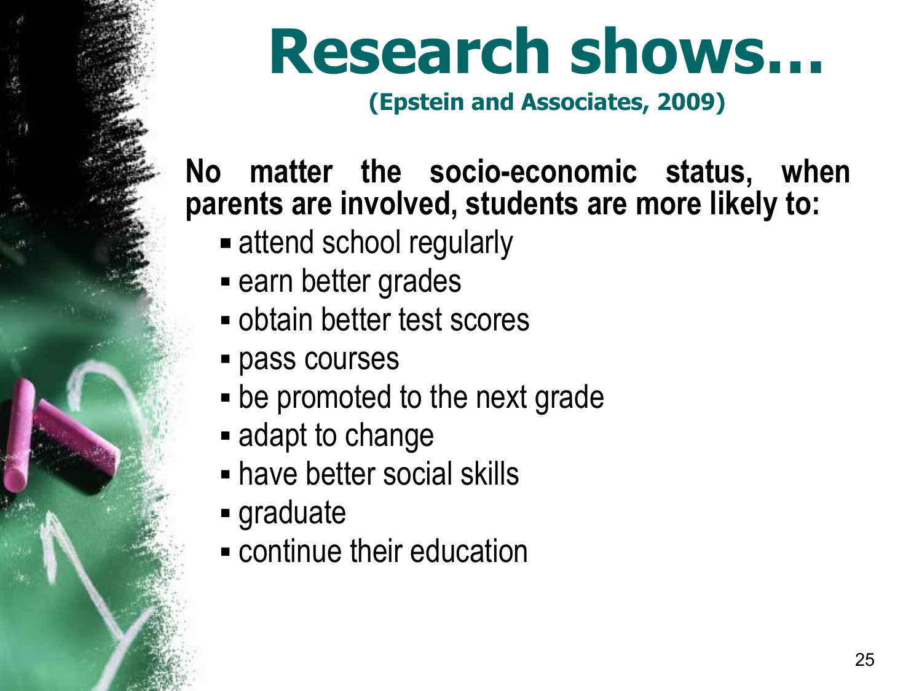# Research shows…

**(Epstein and Associates, 2009)**

**No matter the socio-economic status, when parents are involved, students are more likely to:**

- attend school regularly
- earn better grades
- obtain better test scores
- pass courses
- be promoted to the next grade
- adapt to change
- have better social skills
- graduate
- continue their education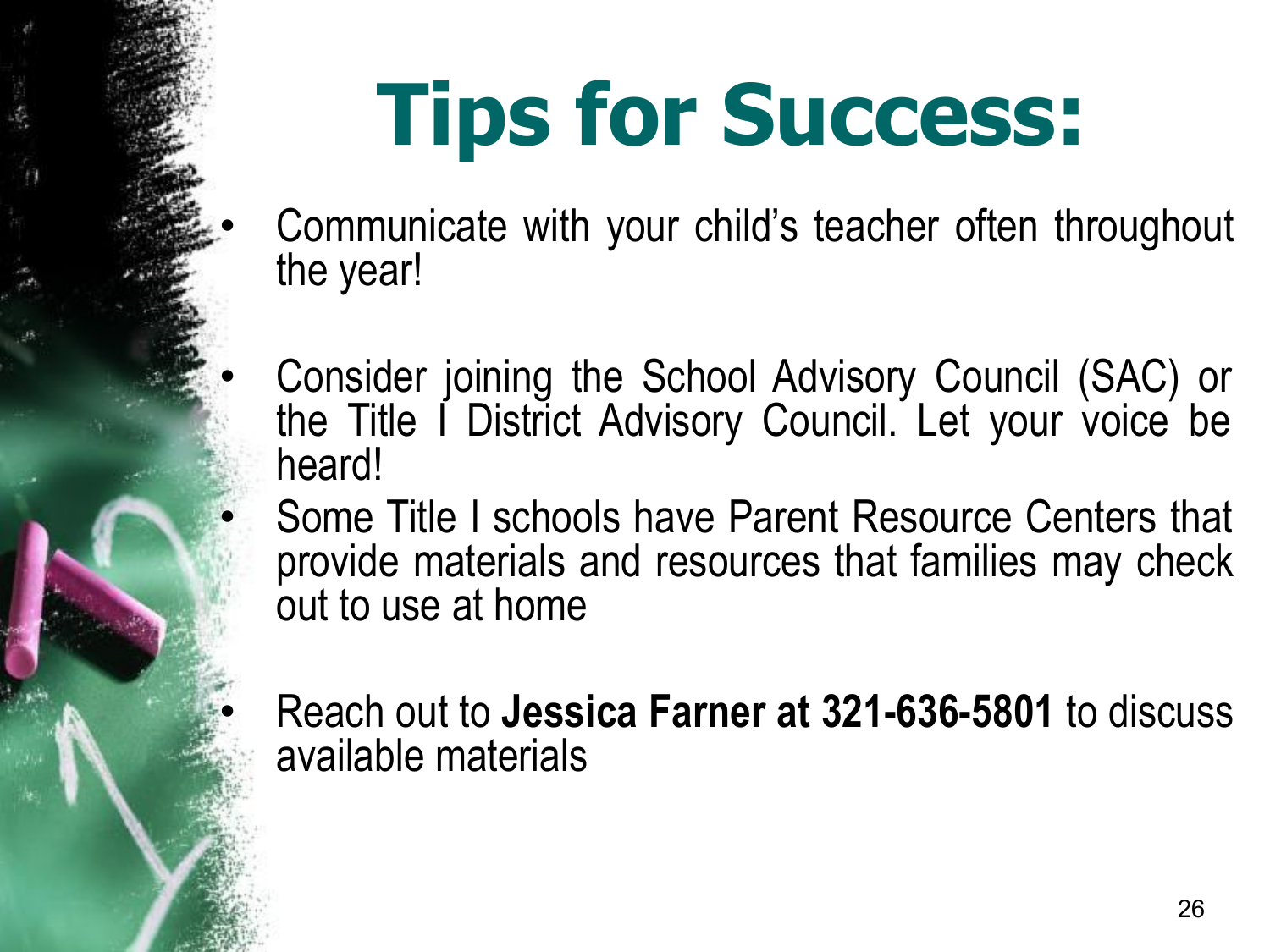# Tips for Success:

- Communicate with your child's teacher often throughout the year!
- Consider joining the School Advisory Council (SAC) or the Title I District Advisory Council. Let your voice be heard!
- Some Title I schools have Parent Resource Centers that provide materials and resources that families may check out to use at home
- Reach out to **Jessica Farner at 321-636-5801** to discuss available materials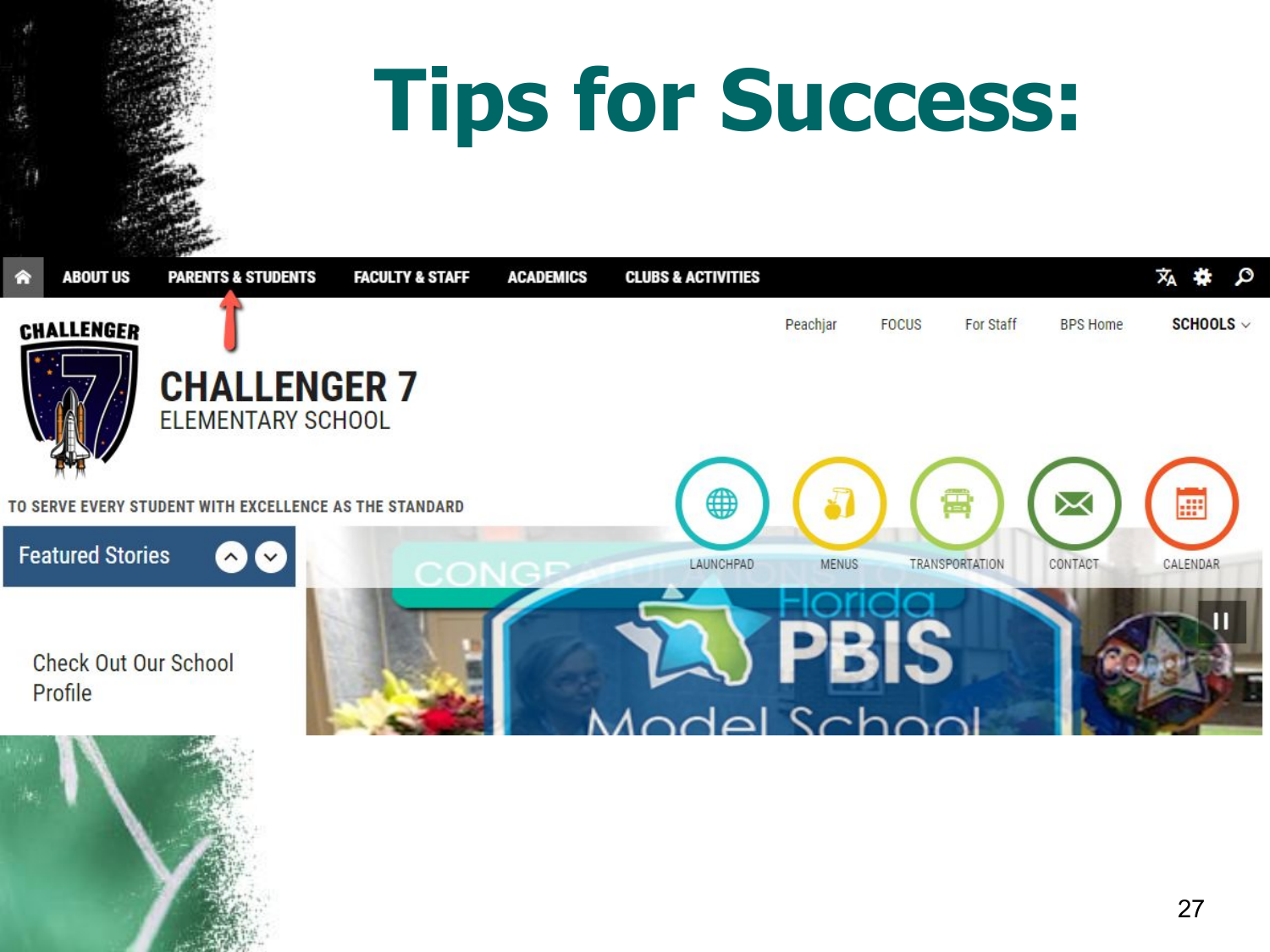# Tips for Success:

ABOUT US | PARENTS & STUDENTS | FACULTY & STAFF | ACADEMICS | CLUBS & ACTIVITIES

Peachjar | FOCUS | For Staff | BPS Home | SCHOOLS

CHALLENGER 7

ELEMENTARY SCHOOL

TO SERVE EVERY STUDENT WITH EXCELLENCE AS THE STANDARD

LAUNCHPAD | MENUS | TRANSPORTATION | CONTACT | CALENDAR

Featured Stories

Check Out Our School Profile

Florida PBIS Model School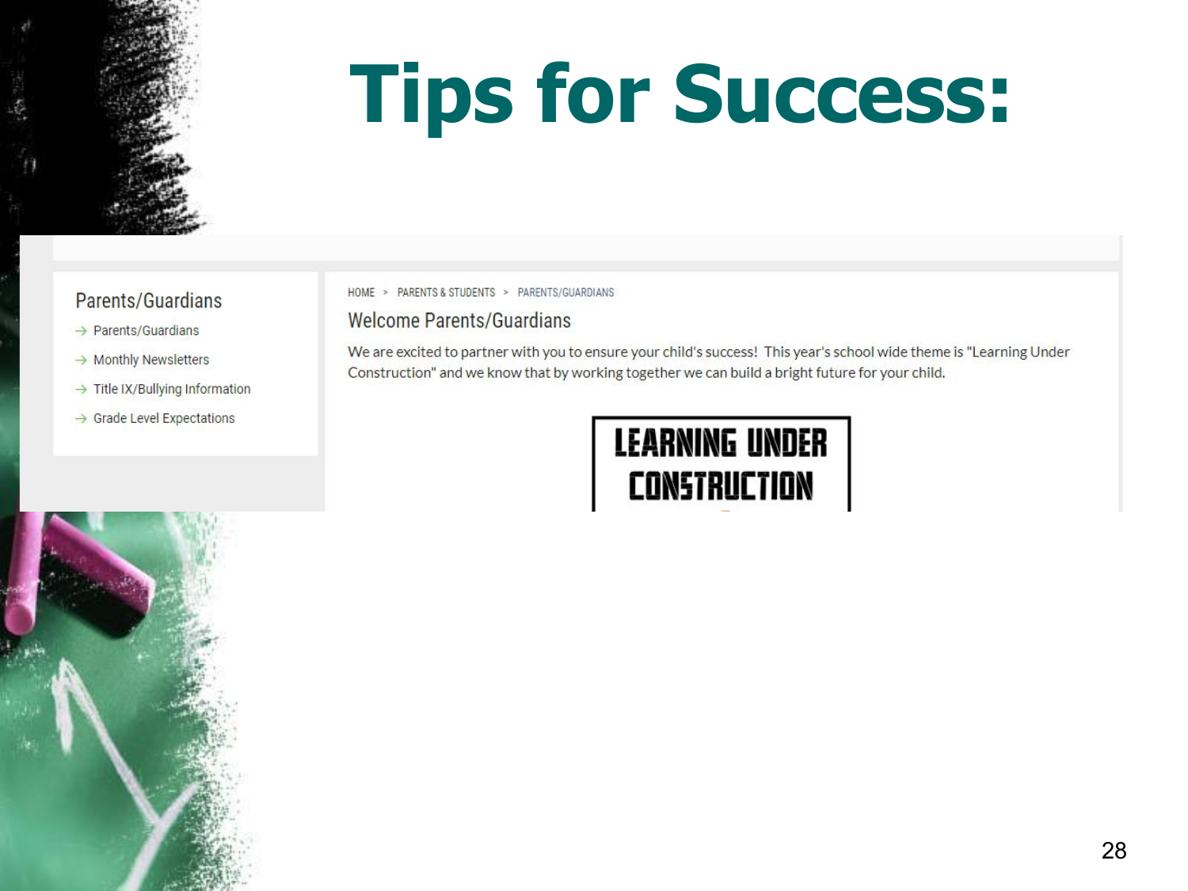# Tips for Success:

## Parents/Guardians

- Parents/Guardians
- Monthly Newsletters
- Title IX/Bullying Information
- Grade Level Expectations

HOME > PARENTS & STUDENTS > PARENTS/GUARDIANS

### Welcome Parents/Guardians

We are excited to partner with you to ensure your child's success! This year's school wide theme is "Learning Under Construction" and we know that by working together we can build a bright future for your child.

LEARNING UNDER CONSTRUCTION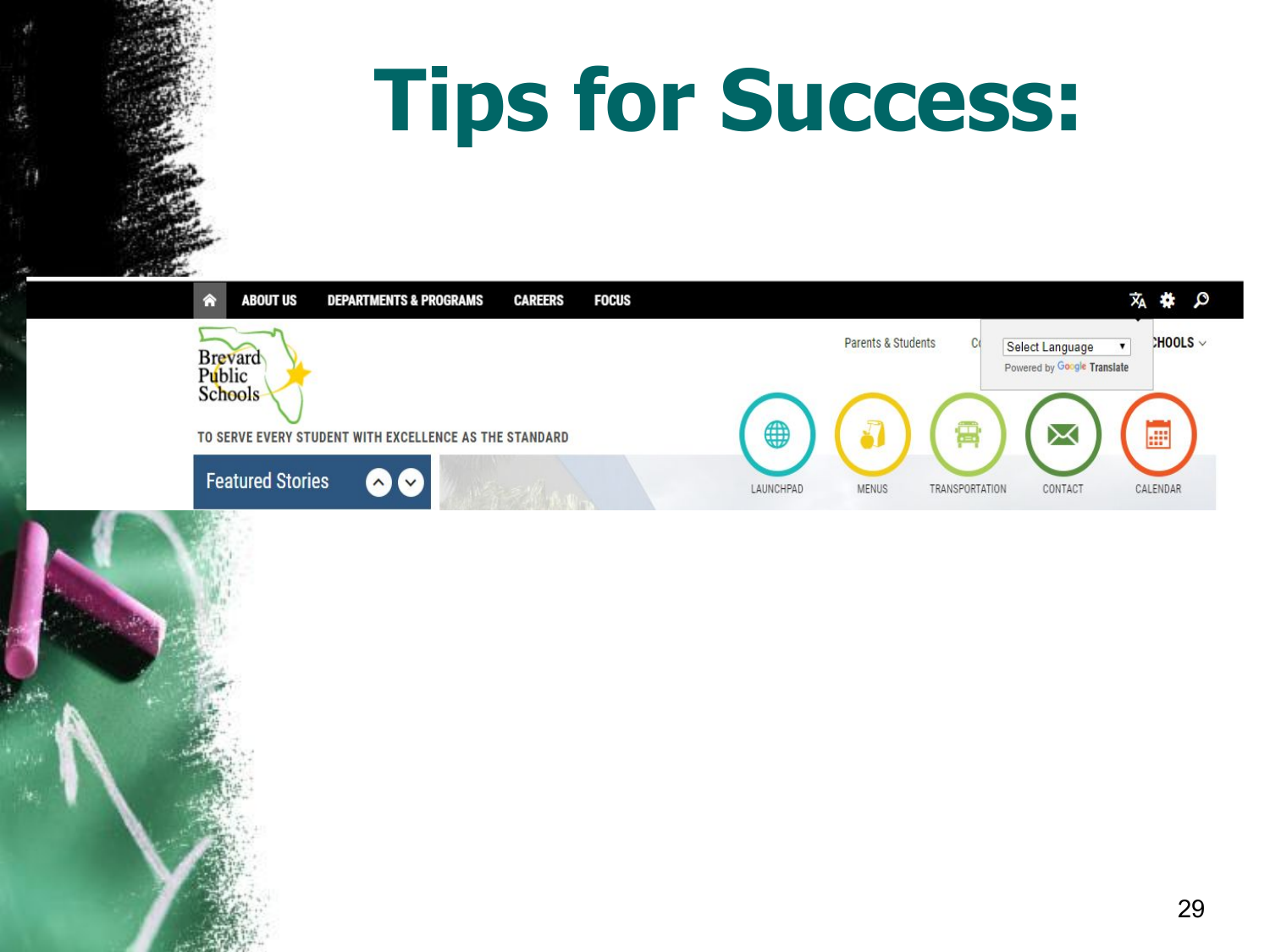# Tips for Success:

ABOUT US | DEPARTMENTS & PROGRAMS | CAREERS | FOCUS

Brevard Public Schools

TO SERVE EVERY STUDENT WITH EXCELLENCE AS THE STANDARD

Parents & Students

Select Language

Powered by Google Translate

CHOOLS

Featured Stories

LAUNCHPAD | MENUS | TRANSPORTATION | CONTACT | CALENDAR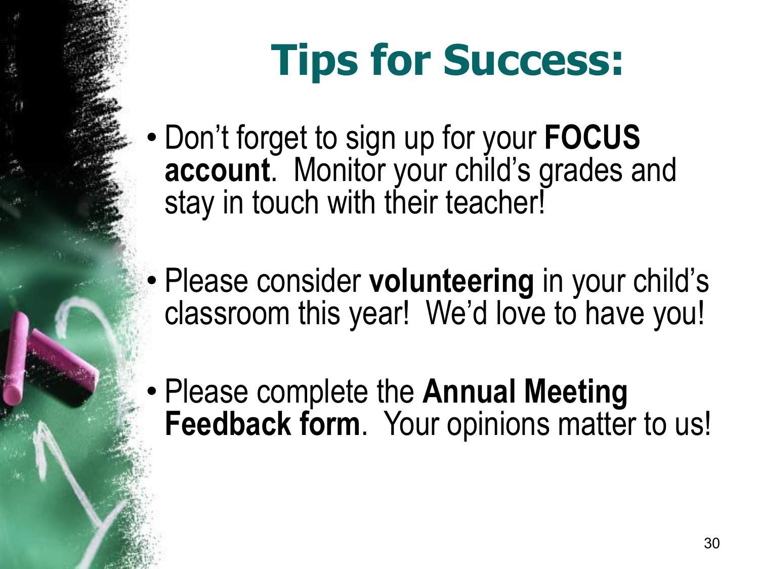# Tips for Success:

- Don't forget to sign up for your **FOCUS account**. Monitor your child's grades and stay in touch with their teacher!

- Please consider **volunteering** in your child's classroom this year! We'd love to have you!

- Please complete the **Annual Meeting Feedback form**. Your opinions matter to us!